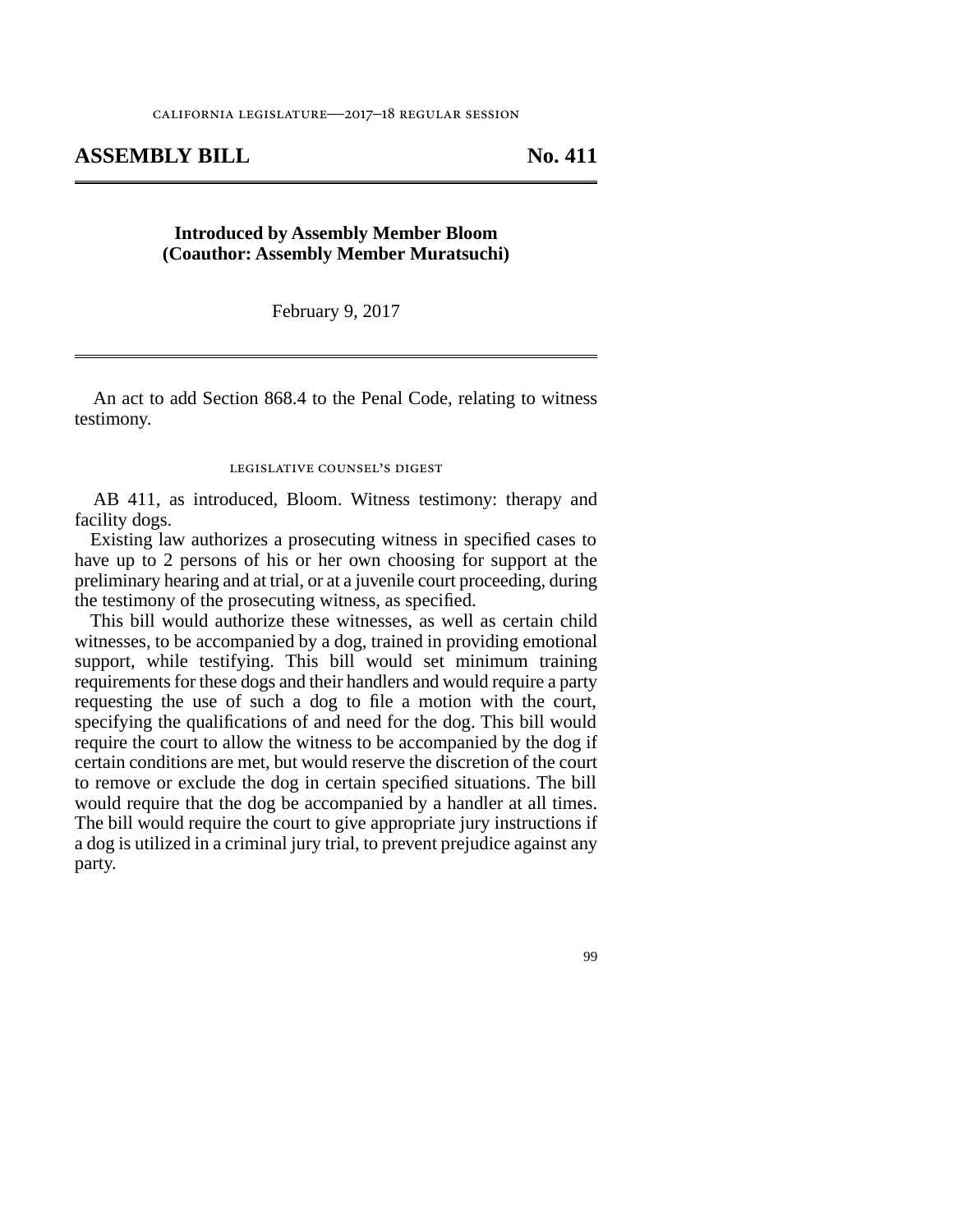california legislature—2017–18 regular session

# ASSEMBLY BILL No. 411

**Introduced by Assembly Member Bloom**
**(Coauthor: Assembly Member Muratsuchi)**

February 9, 2017

An act to add Section 868.4 to the Penal Code, relating to witness testimony.

## legislative counsel's digest

AB 411, as introduced, Bloom. Witness testimony: therapy and facility dogs.

Existing law authorizes a prosecuting witness in specified cases to have up to 2 persons of his or her own choosing for support at the preliminary hearing and at trial, or at a juvenile court proceeding, during the testimony of the prosecuting witness, as specified.

This bill would authorize these witnesses, as well as certain child witnesses, to be accompanied by a dog, trained in providing emotional support, while testifying. This bill would set minimum training requirements for these dogs and their handlers and would require a party requesting the use of such a dog to file a motion with the court, specifying the qualifications of and need for the dog. This bill would require the court to allow the witness to be accompanied by the dog if certain conditions are met, but would reserve the discretion of the court to remove or exclude the dog in certain specified situations. The bill would require that the dog be accompanied by a handler at all times. The bill would require the court to give appropriate jury instructions if a dog is utilized in a criminal jury trial, to prevent prejudice against any party.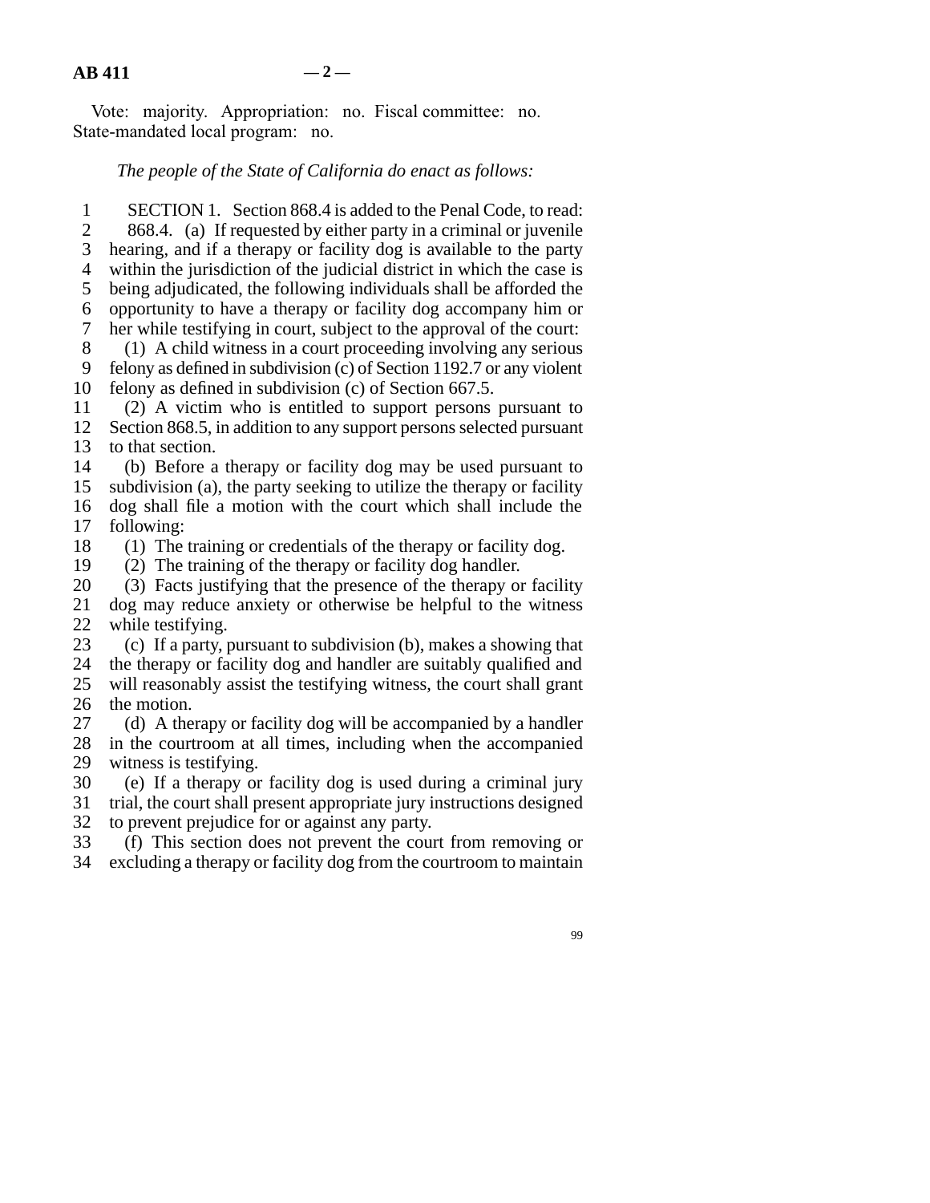Vote: majority. Appropriation: no. Fiscal committee: no. State-mandated local program: no.

*The people of the State of California do enact as follows:*

SECTION 1. Section 868.4 is added to the Penal Code, to read:

868.4. (a) If requested by either party in a criminal or juvenile hearing, and if a therapy or facility dog is available to the party within the jurisdiction of the judicial district in which the case is being adjudicated, the following individuals shall be afforded the opportunity to have a therapy or facility dog accompany him or her while testifying in court, subject to the approval of the court:

(1) A child witness in a court proceeding involving any serious felony as defined in subdivision (c) of Section 1192.7 or any violent felony as defined in subdivision (c) of Section 667.5.

(2) A victim who is entitled to support persons pursuant to Section 868.5, in addition to any support persons selected pursuant to that section.

(b) Before a therapy or facility dog may be used pursuant to subdivision (a), the party seeking to utilize the therapy or facility dog shall file a motion with the court which shall include the following:

(1) The training or credentials of the therapy or facility dog.

(2) The training of the therapy or facility dog handler.

(3) Facts justifying that the presence of the therapy or facility dog may reduce anxiety or otherwise be helpful to the witness while testifying.

(c) If a party, pursuant to subdivision (b), makes a showing that the therapy or facility dog and handler are suitably qualified and will reasonably assist the testifying witness, the court shall grant the motion.

(d) A therapy or facility dog will be accompanied by a handler in the courtroom at all times, including when the accompanied witness is testifying.

(e) If a therapy or facility dog is used during a criminal jury trial, the court shall present appropriate jury instructions designed to prevent prejudice for or against any party.

(f) This section does not prevent the court from removing or excluding a therapy or facility dog from the courtroom to maintain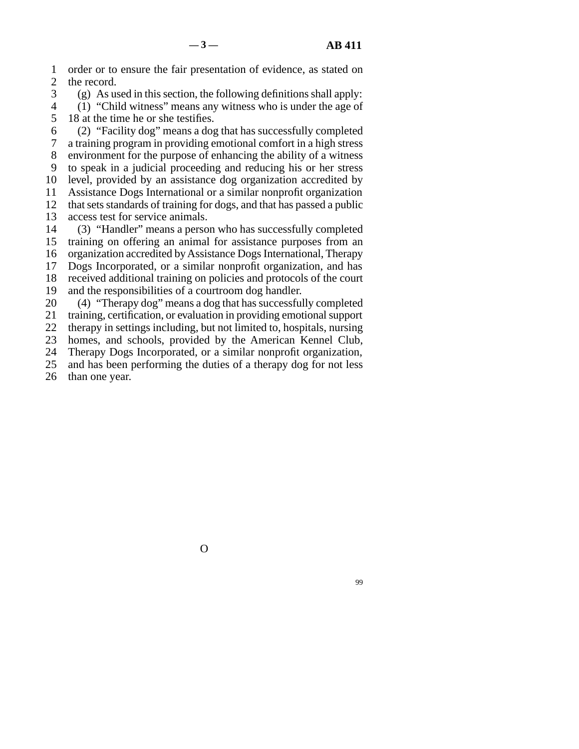order or to ensure the fair presentation of evidence, as stated on the record.

(g) As used in this section, the following definitions shall apply:

(1) "Child witness" means any witness who is under the age of 18 at the time he or she testifies.

(2) "Facility dog" means a dog that has successfully completed a training program in providing emotional comfort in a high stress environment for the purpose of enhancing the ability of a witness to speak in a judicial proceeding and reducing his or her stress level, provided by an assistance dog organization accredited by Assistance Dogs International or a similar nonprofit organization that sets standards of training for dogs, and that has passed a public access test for service animals.

(3) "Handler" means a person who has successfully completed training on offering an animal for assistance purposes from an organization accredited by Assistance Dogs International, Therapy Dogs Incorporated, or a similar nonprofit organization, and has received additional training on policies and protocols of the court and the responsibilities of a courtroom dog handler.

(4) "Therapy dog" means a dog that has successfully completed training, certification, or evaluation in providing emotional support therapy in settings including, but not limited to, hospitals, nursing homes, and schools, provided by the American Kennel Club, Therapy Dogs Incorporated, or a similar nonprofit organization, and has been performing the duties of a therapy dog for not less than one year.

O